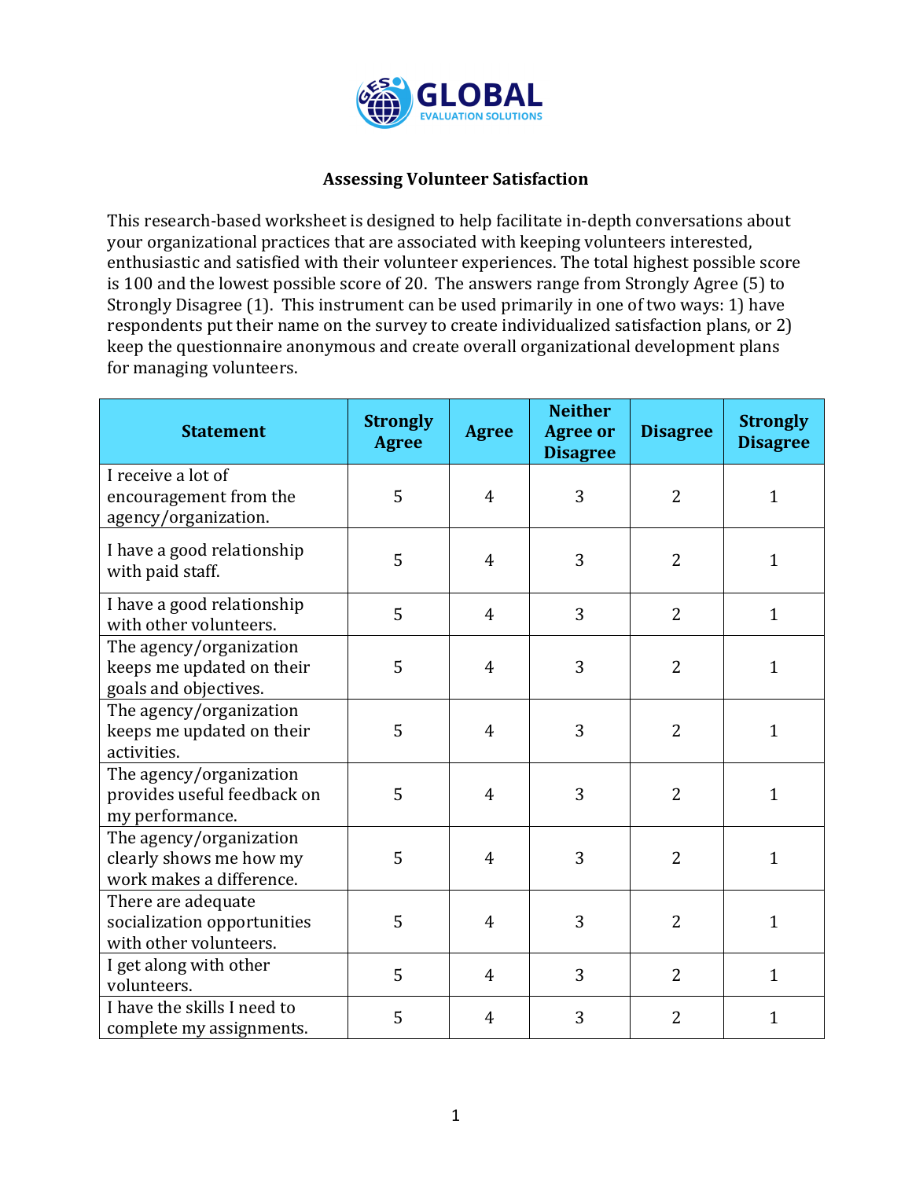# GLOBAL
EVALUATION SOLUTIONS

## Assessing Volunteer Satisfaction

This research-based worksheet is designed to help facilitate in-depth conversations about your organizational practices that are associated with keeping volunteers interested, enthusiastic and satisfied with their volunteer experiences. The total highest possible score is 100 and the lowest possible score of 20. The answers range from Strongly Agree (5) to Strongly Disagree (1). This instrument can be used primarily in one of two ways: 1) have respondents put their name on the survey to create individualized satisfaction plans, or 2) keep the questionnaire anonymous and create overall organizational development plans for managing volunteers.

| Statement | Strongly Agree | Agree | Neither Agree or Disagree | Disagree | Strongly Disagree |
|---|---|---|---|---|---|
| I receive a lot of encouragement from the agency/organization. | 5 | 4 | 3 | 2 | 1 |
| I have a good relationship with paid staff. | 5 | 4 | 3 | 2 | 1 |
| I have a good relationship with other volunteers. | 5 | 4 | 3 | 2 | 1 |
| The agency/organization keeps me updated on their goals and objectives. | 5 | 4 | 3 | 2 | 1 |
| The agency/organization keeps me updated on their activities. | 5 | 4 | 3 | 2 | 1 |
| The agency/organization provides useful feedback on my performance. | 5 | 4 | 3 | 2 | 1 |
| The agency/organization clearly shows me how my work makes a difference. | 5 | 4 | 3 | 2 | 1 |
| There are adequate socialization opportunities with other volunteers. | 5 | 4 | 3 | 2 | 1 |
| I get along with other volunteers. | 5 | 4 | 3 | 2 | 1 |
| I have the skills I need to complete my assignments. | 5 | 4 | 3 | 2 | 1 |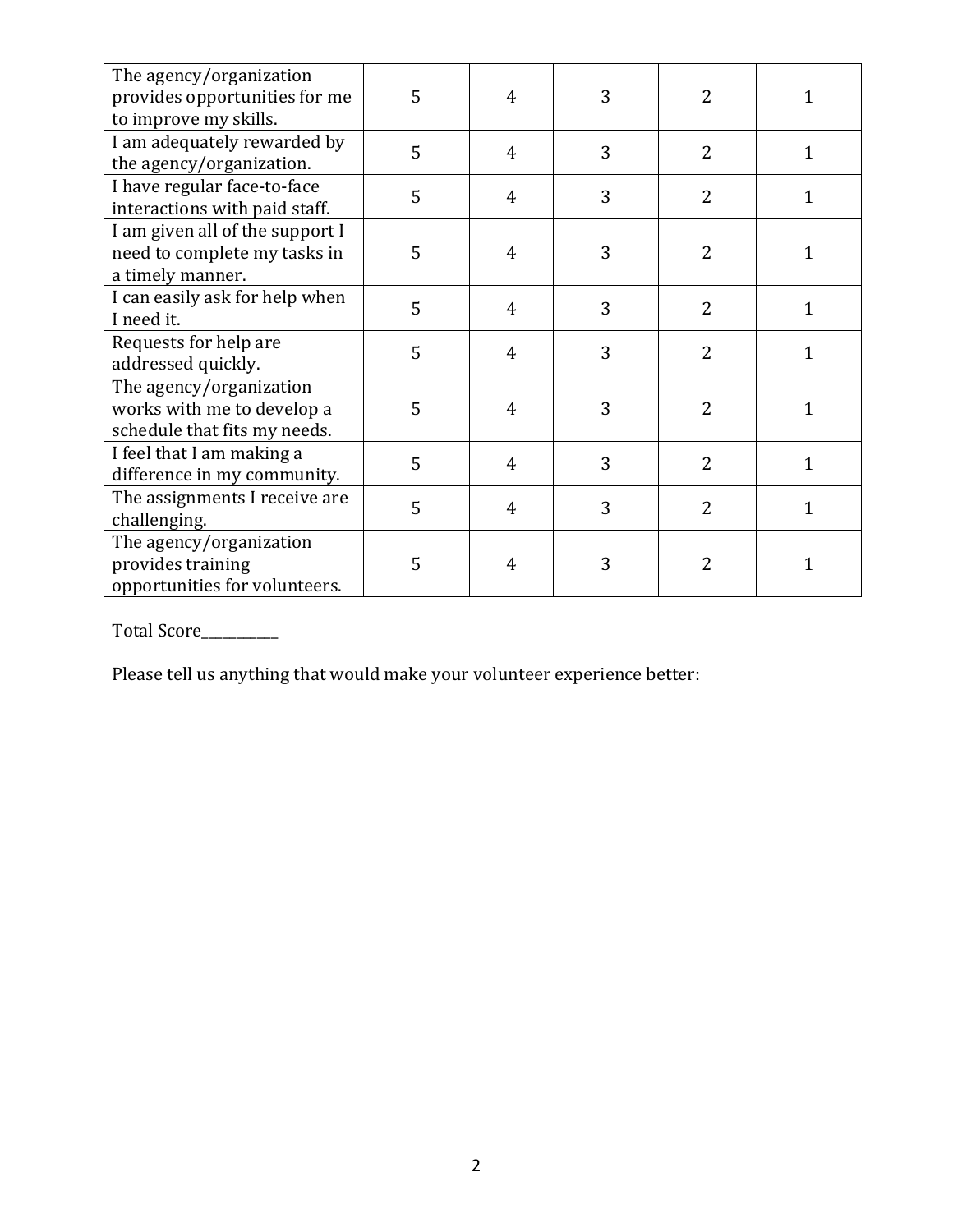| | | | | | |
|---|---|---|---|---|---|
| The agency/organization provides opportunities for me to improve my skills. | 5 | 4 | 3 | 2 | 1 |
| I am adequately rewarded by the agency/organization. | 5 | 4 | 3 | 2 | 1 |
| I have regular face-to-face interactions with paid staff. | 5 | 4 | 3 | 2 | 1 |
| I am given all of the support I need to complete my tasks in a timely manner. | 5 | 4 | 3 | 2 | 1 |
| I can easily ask for help when I need it. | 5 | 4 | 3 | 2 | 1 |
| Requests for help are addressed quickly. | 5 | 4 | 3 | 2 | 1 |
| The agency/organization works with me to develop a schedule that fits my needs. | 5 | 4 | 3 | 2 | 1 |
| I feel that I am making a difference in my community. | 5 | 4 | 3 | 2 | 1 |
| The assignments I receive are challenging. | 5 | 4 | 3 | 2 | 1 |
| The agency/organization provides training opportunities for volunteers. | 5 | 4 | 3 | 2 | 1 |

Total Score___________

Please tell us anything that would make your volunteer experience better: